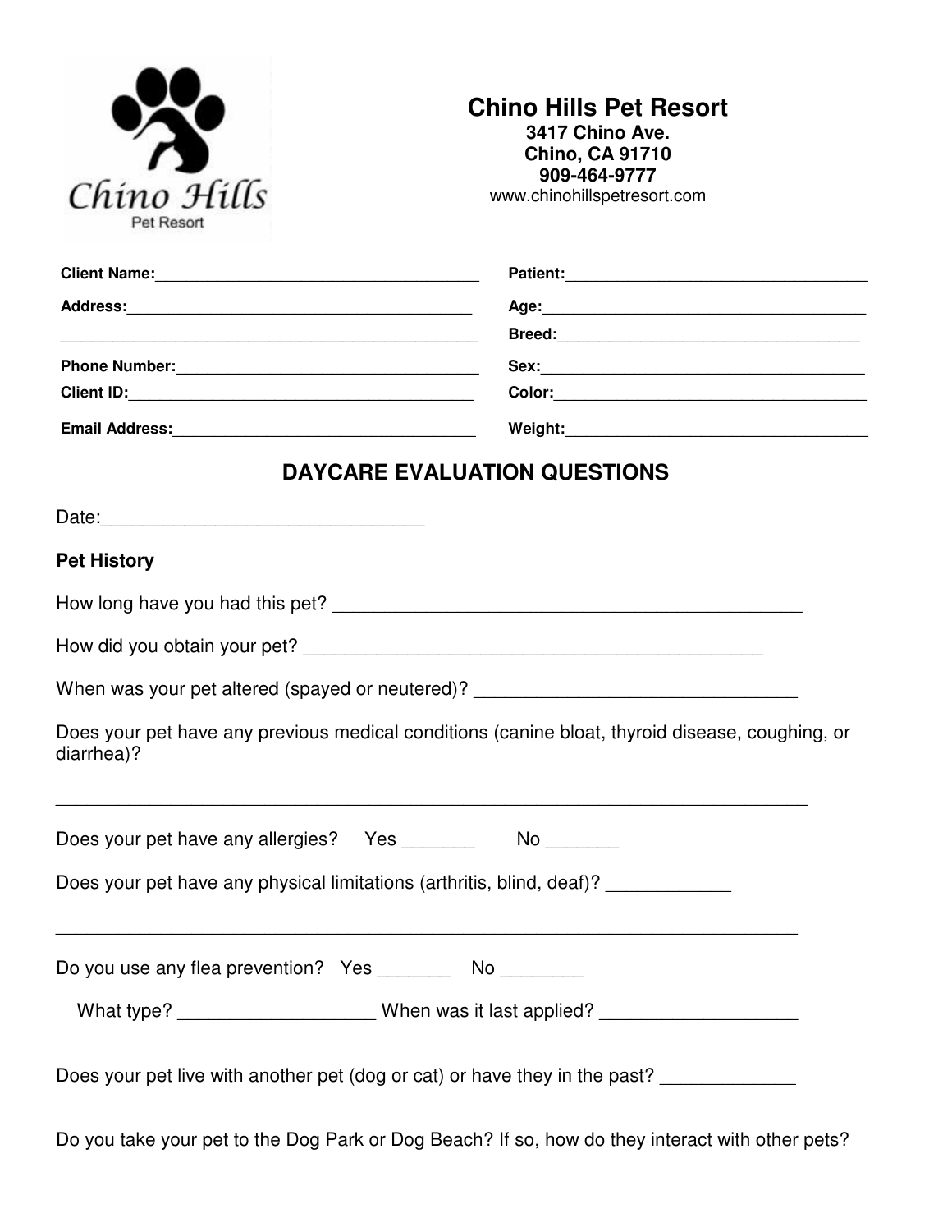# Chino Hills Pet Resort

**3417 Chino Ave.**
**Chino, CA 91710**
**909-464-9777**
www.chinohillspetresort.com

**Client Name:**____________________________________ **Patient:**___________________________________

**Address:**_______________________________________ **Age:**______________________________________

_______________________________________________ **Breed:**____________________________________

**Phone Number:**__________________________________ **Sex:**______________________________________

**Client ID:**_______________________________________ **Color:**____________________________________

**Email Address:**__________________________________ **Weight:**___________________________________

## DAYCARE EVALUATION QUESTIONS

Date:_______________________________

**Pet History**

How long have you had this pet? _______________________________________________

How did you obtain your pet? _______________________________________________

When was your pet altered (spayed or neutered)? _______________________________

Does your pet have any previous medical conditions (canine bloat, thyroid disease, coughing, or diarrhea)?

___________________________________________________________________________

Does your pet have any allergies? Yes _______ No _______

Does your pet have any physical limitations (arthritis, blind, deaf)? ____________

___________________________________________________________________________

Do you use any flea prevention? Yes _______ No ________

What type? __________________ When was it last applied? __________________

Does your pet live with another pet (dog or cat) or have they in the past? _____________

Do you take your pet to the Dog Park or Dog Beach? If so, how do they interact with other pets?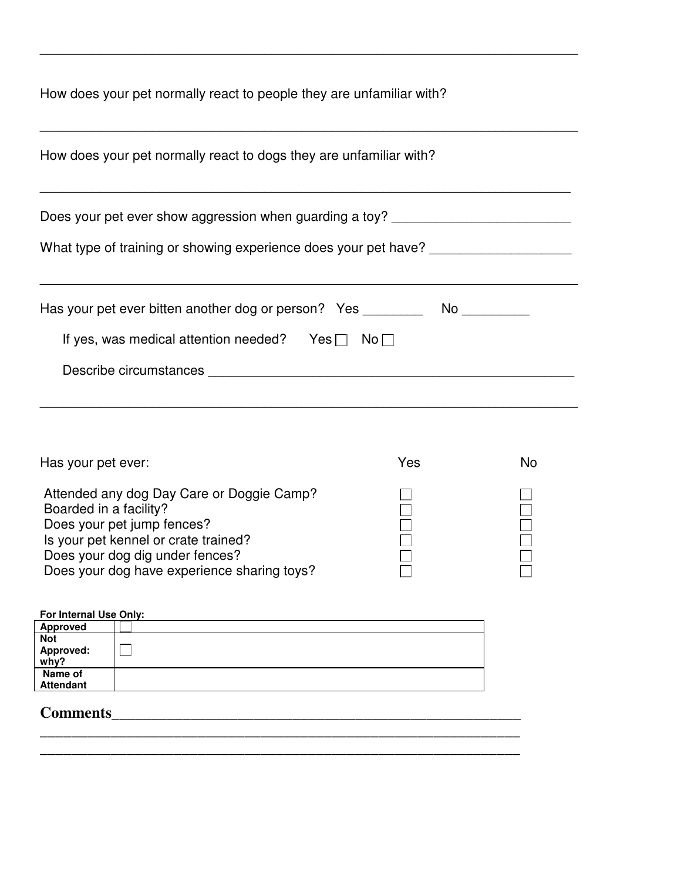_______________________________________________________________________

How does your pet normally react to people they are unfamiliar with?

_______________________________________________________________________

How does your pet normally react to dogs they are unfamiliar with?

_______________________________________________________________________

Does your pet ever show aggression when guarding a toy? ________________________

What type of training or showing experience does your pet have? __________________

_______________________________________________________________________

Has your pet ever bitten another dog or person? Yes ________ No _________

If yes, was medical attention needed? Yes ☐ No ☐

Describe circumstances ___________________________________________________

_______________________________________________________________________

| Has your pet ever: | Yes | No |
|---|---|---|
| Attended any dog Day Care or Doggie Camp? | ☐ | ☐ |
| Boarded in a facility? | ☐ | ☐ |
| Does your pet jump fences? | ☐ | ☐ |
| Is your pet kennel or crate trained? | ☐ | ☐ |
| Does your dog dig under fences? | ☐ | ☐ |
| Does your dog have experience sharing toys? | ☐ | ☐ |

**For Internal Use Only:**

| | |
|---|---|
| **Approved** | ☐ |
| **Not Approved: why?** | ☐ |
| **Name of Attendant** | |

**Comments**_______________________________________________________

_______________________________________________________________

_______________________________________________________________